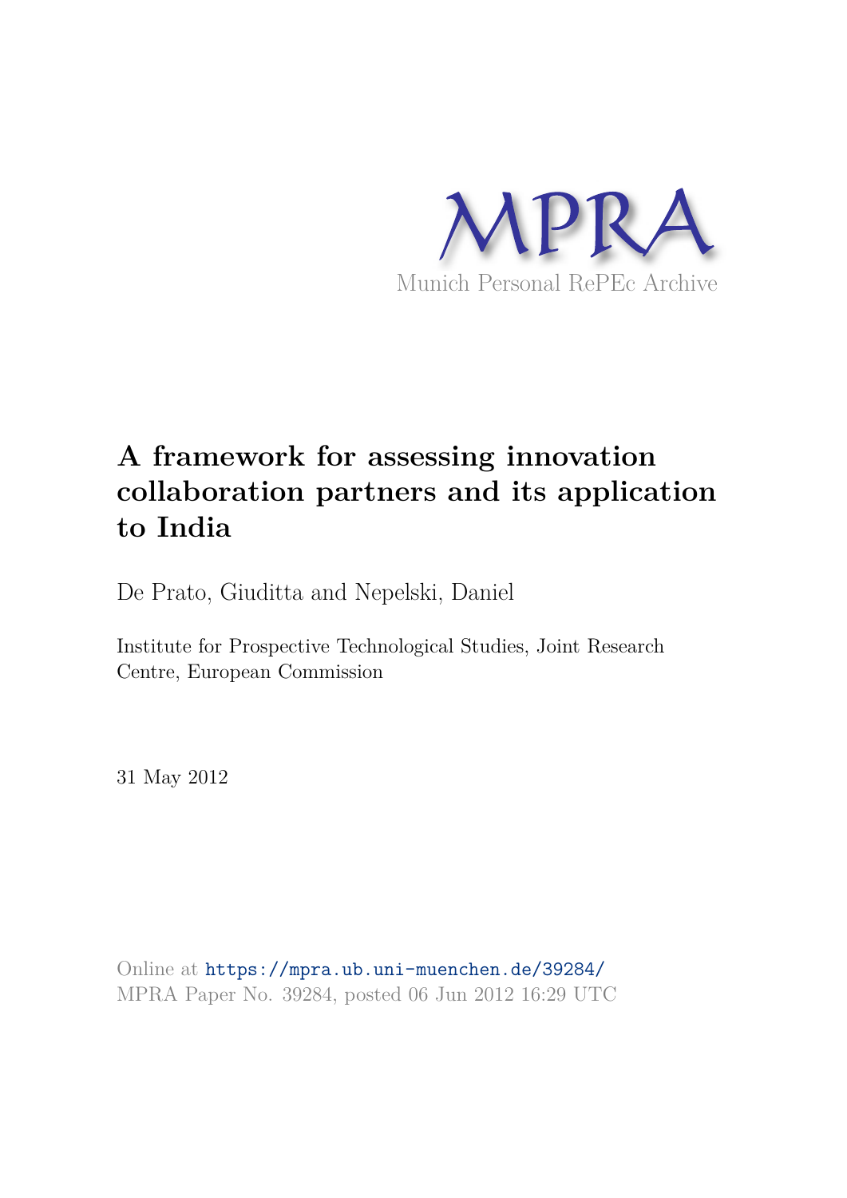MPRA

Munich Personal RePEc Archive

# A framework for assessing innovation collaboration partners and its application to India

De Prato, Giuditta and Nepelski, Daniel

Institute for Prospective Technological Studies, Joint Research Centre, European Commission

31 May 2012

Online at https://mpra.ub.uni-muenchen.de/39284/
MPRA Paper No. 39284, posted 06 Jun 2012 16:29 UTC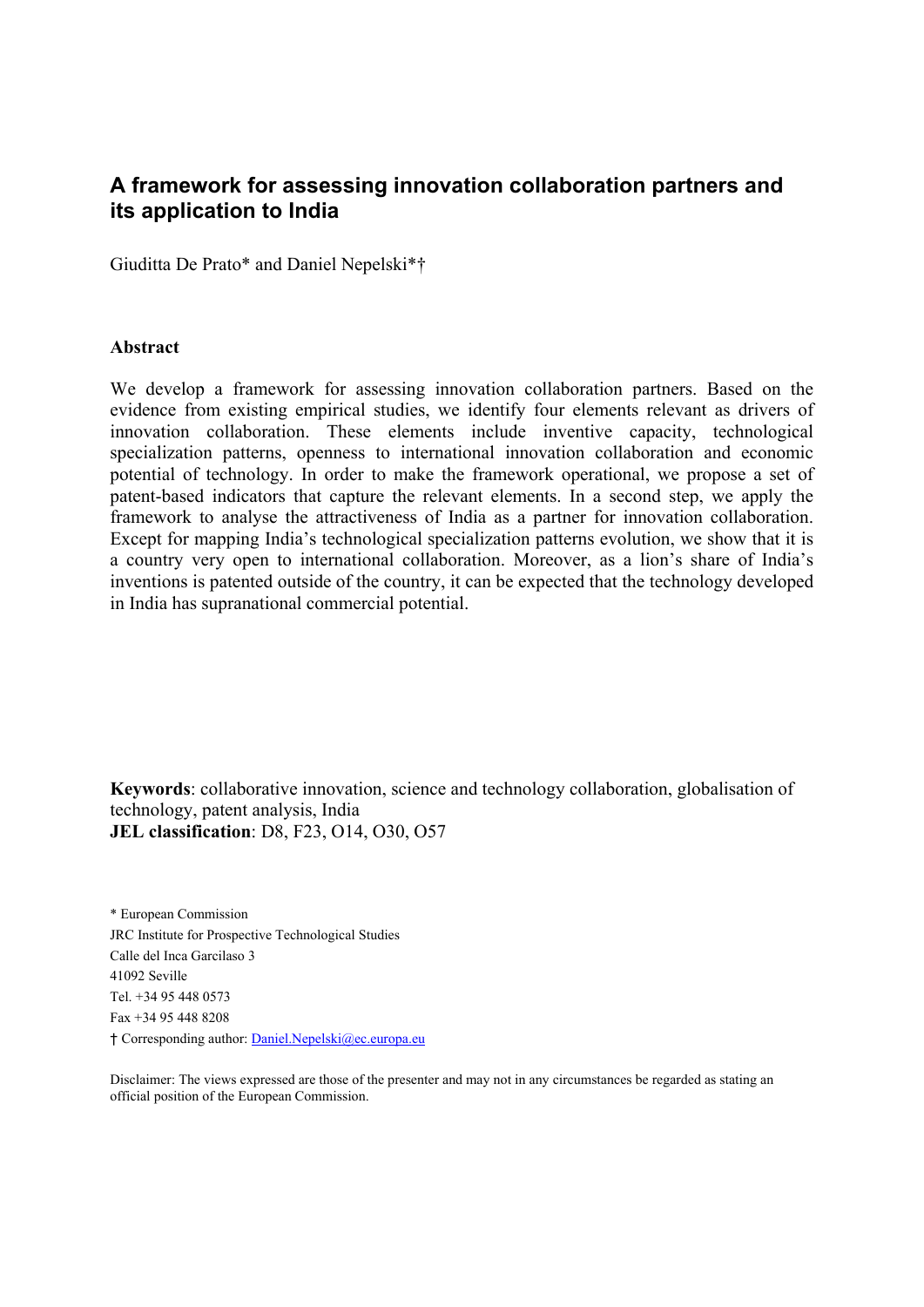# A framework for assessing innovation collaboration partners and its application to India

Giuditta De Prato* and Daniel Nepelski*†

**Abstract**

We develop a framework for assessing innovation collaboration partners. Based on the evidence from existing empirical studies, we identify four elements relevant as drivers of innovation collaboration. These elements include inventive capacity, technological specialization patterns, openness to international innovation collaboration and economic potential of technology. In order to make the framework operational, we propose a set of patent-based indicators that capture the relevant elements. In a second step, we apply the framework to analyse the attractiveness of India as a partner for innovation collaboration. Except for mapping India's technological specialization patterns evolution, we show that it is a country very open to international collaboration. Moreover, as a lion's share of India's inventions is patented outside of the country, it can be expected that the technology developed in India has supranational commercial potential.

**Keywords**: collaborative innovation, science and technology collaboration, globalisation of technology, patent analysis, India
**JEL classification**: D8, F23, O14, O30, O57

\* European Commission
JRC Institute for Prospective Technological Studies
Calle del Inca Garcilaso 3
41092 Seville
Tel. +34 95 448 0573
Fax +34 95 448 8208
† Corresponding author: Daniel.Nepelski@ec.europa.eu

Disclaimer: The views expressed are those of the presenter and may not in any circumstances be regarded as stating an official position of the European Commission.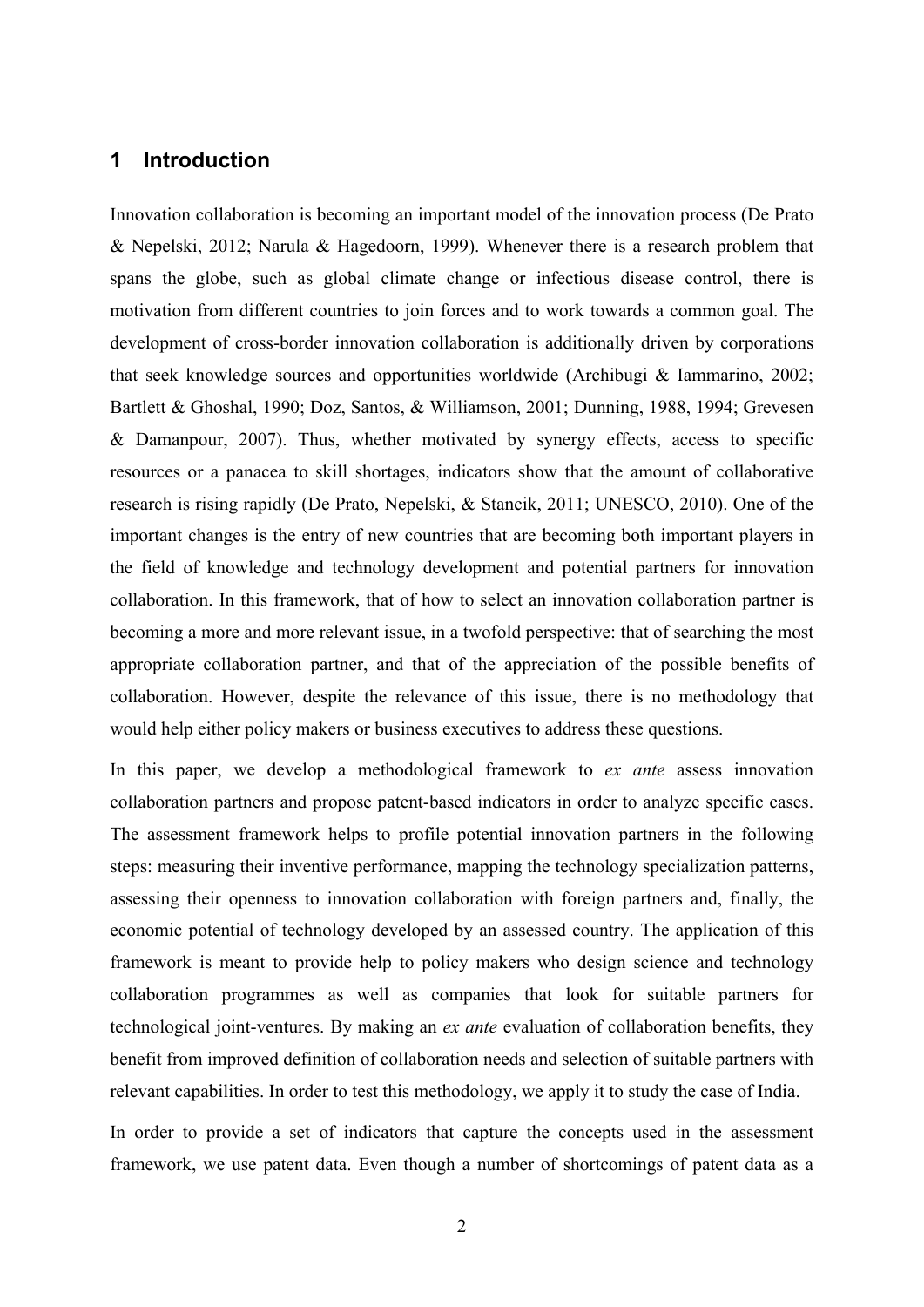## 1 Introduction

Innovation collaboration is becoming an important model of the innovation process (De Prato & Nepelski, 2012; Narula & Hagedoorn, 1999). Whenever there is a research problem that spans the globe, such as global climate change or infectious disease control, there is motivation from different countries to join forces and to work towards a common goal. The development of cross-border innovation collaboration is additionally driven by corporations that seek knowledge sources and opportunities worldwide (Archibugi & Iammarino, 2002; Bartlett & Ghoshal, 1990; Doz, Santos, & Williamson, 2001; Dunning, 1988, 1994; Grevesen & Damanpour, 2007). Thus, whether motivated by synergy effects, access to specific resources or a panacea to skill shortages, indicators show that the amount of collaborative research is rising rapidly (De Prato, Nepelski, & Stancik, 2011; UNESCO, 2010). One of the important changes is the entry of new countries that are becoming both important players in the field of knowledge and technology development and potential partners for innovation collaboration. In this framework, that of how to select an innovation collaboration partner is becoming a more and more relevant issue, in a twofold perspective: that of searching the most appropriate collaboration partner, and that of the appreciation of the possible benefits of collaboration. However, despite the relevance of this issue, there is no methodology that would help either policy makers or business executives to address these questions.

In this paper, we develop a methodological framework to *ex ante* assess innovation collaboration partners and propose patent-based indicators in order to analyze specific cases. The assessment framework helps to profile potential innovation partners in the following steps: measuring their inventive performance, mapping the technology specialization patterns, assessing their openness to innovation collaboration with foreign partners and, finally, the economic potential of technology developed by an assessed country. The application of this framework is meant to provide help to policy makers who design science and technology collaboration programmes as well as companies that look for suitable partners for technological joint-ventures. By making an *ex ante* evaluation of collaboration benefits, they benefit from improved definition of collaboration needs and selection of suitable partners with relevant capabilities. In order to test this methodology, we apply it to study the case of India.

In order to provide a set of indicators that capture the concepts used in the assessment framework, we use patent data. Even though a number of shortcomings of patent data as a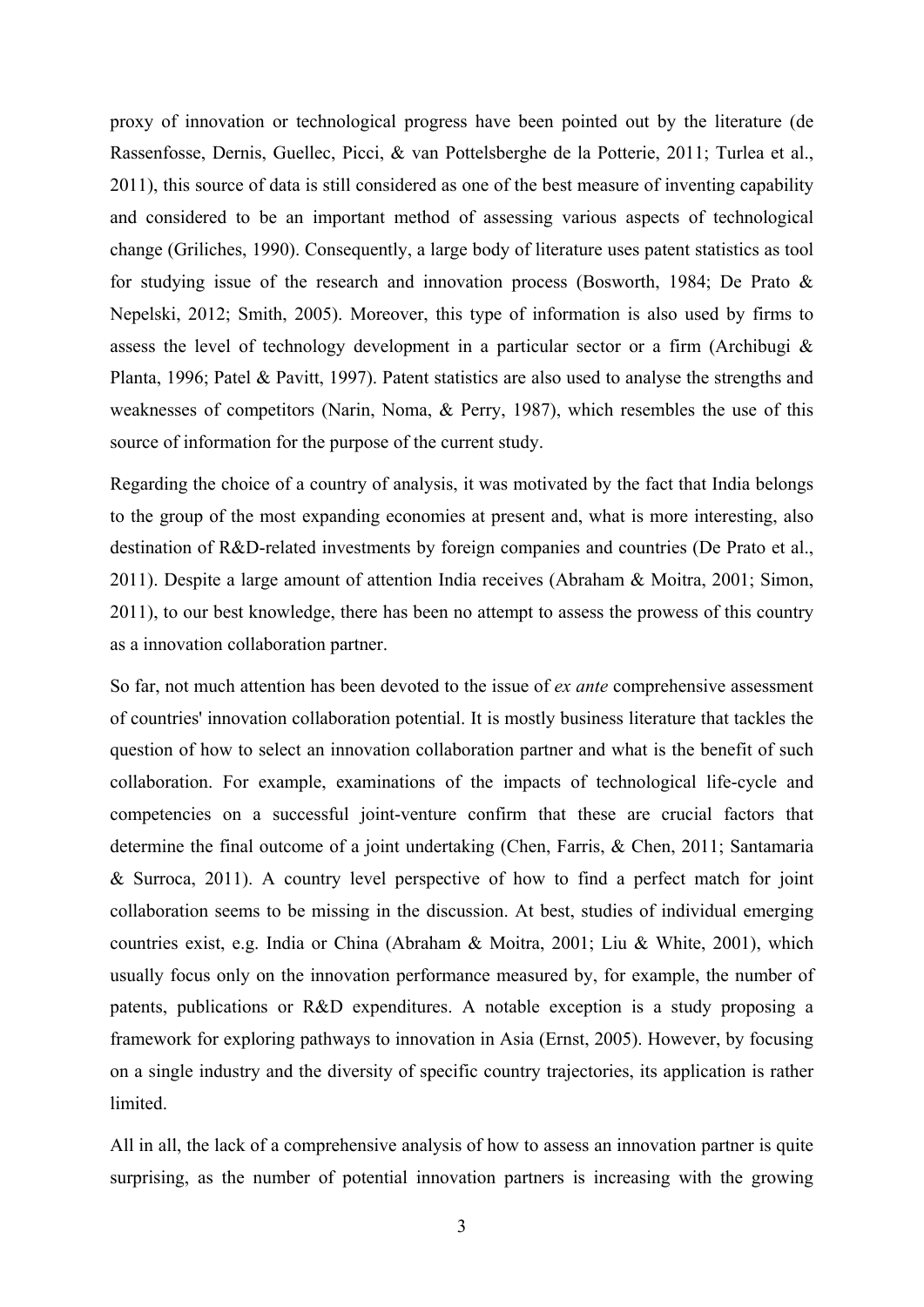proxy of innovation or technological progress have been pointed out by the literature (de Rassenfosse, Dernis, Guellec, Picci, & van Pottelsberghe de la Potterie, 2011; Turlea et al., 2011), this source of data is still considered as one of the best measure of inventing capability and considered to be an important method of assessing various aspects of technological change (Griliches, 1990). Consequently, a large body of literature uses patent statistics as tool for studying issue of the research and innovation process (Bosworth, 1984; De Prato & Nepelski, 2012; Smith, 2005). Moreover, this type of information is also used by firms to assess the level of technology development in a particular sector or a firm (Archibugi & Planta, 1996; Patel & Pavitt, 1997). Patent statistics are also used to analyse the strengths and weaknesses of competitors (Narin, Noma, & Perry, 1987), which resembles the use of this source of information for the purpose of the current study.

Regarding the choice of a country of analysis, it was motivated by the fact that India belongs to the group of the most expanding economies at present and, what is more interesting, also destination of R&D-related investments by foreign companies and countries (De Prato et al., 2011). Despite a large amount of attention India receives (Abraham & Moitra, 2001; Simon, 2011), to our best knowledge, there has been no attempt to assess the prowess of this country as a innovation collaboration partner.

So far, not much attention has been devoted to the issue of *ex ante* comprehensive assessment of countries' innovation collaboration potential. It is mostly business literature that tackles the question of how to select an innovation collaboration partner and what is the benefit of such collaboration. For example, examinations of the impacts of technological life-cycle and competencies on a successful joint-venture confirm that these are crucial factors that determine the final outcome of a joint undertaking (Chen, Farris, & Chen, 2011; Santamaria & Surroca, 2011). A country level perspective of how to find a perfect match for joint collaboration seems to be missing in the discussion. At best, studies of individual emerging countries exist, e.g. India or China (Abraham & Moitra, 2001; Liu & White, 2001), which usually focus only on the innovation performance measured by, for example, the number of patents, publications or R&D expenditures. A notable exception is a study proposing a framework for exploring pathways to innovation in Asia (Ernst, 2005). However, by focusing on a single industry and the diversity of specific country trajectories, its application is rather limited.

All in all, the lack of a comprehensive analysis of how to assess an innovation partner is quite surprising, as the number of potential innovation partners is increasing with the growing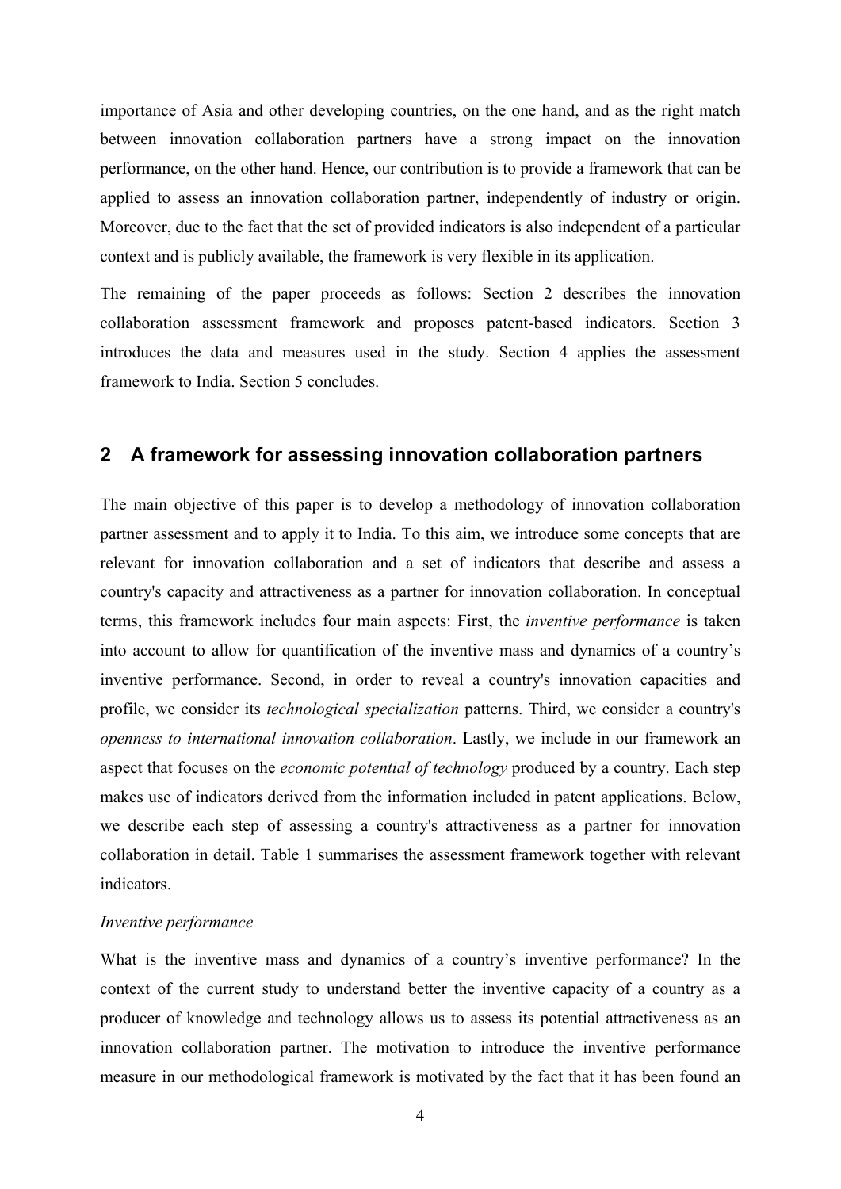importance of Asia and other developing countries, on the one hand, and as the right match between innovation collaboration partners have a strong impact on the innovation performance, on the other hand. Hence, our contribution is to provide a framework that can be applied to assess an innovation collaboration partner, independently of industry or origin. Moreover, due to the fact that the set of provided indicators is also independent of a particular context and is publicly available, the framework is very flexible in its application.

The remaining of the paper proceeds as follows: Section 2 describes the innovation collaboration assessment framework and proposes patent-based indicators. Section 3 introduces the data and measures used in the study. Section 4 applies the assessment framework to India. Section 5 concludes.

## 2 A framework for assessing innovation collaboration partners

The main objective of this paper is to develop a methodology of innovation collaboration partner assessment and to apply it to India. To this aim, we introduce some concepts that are relevant for innovation collaboration and a set of indicators that describe and assess a country's capacity and attractiveness as a partner for innovation collaboration. In conceptual terms, this framework includes four main aspects: First, the *inventive performance* is taken into account to allow for quantification of the inventive mass and dynamics of a country's inventive performance. Second, in order to reveal a country's innovation capacities and profile, we consider its *technological specialization* patterns. Third, we consider a country's *openness to international innovation collaboration*. Lastly, we include in our framework an aspect that focuses on the *economic potential of technology* produced by a country. Each step makes use of indicators derived from the information included in patent applications. Below, we describe each step of assessing a country's attractiveness as a partner for innovation collaboration in detail. Table 1 summarises the assessment framework together with relevant indicators.

*Inventive performance*

What is the inventive mass and dynamics of a country's inventive performance? In the context of the current study to understand better the inventive capacity of a country as a producer of knowledge and technology allows us to assess its potential attractiveness as an innovation collaboration partner. The motivation to introduce the inventive performance measure in our methodological framework is motivated by the fact that it has been found an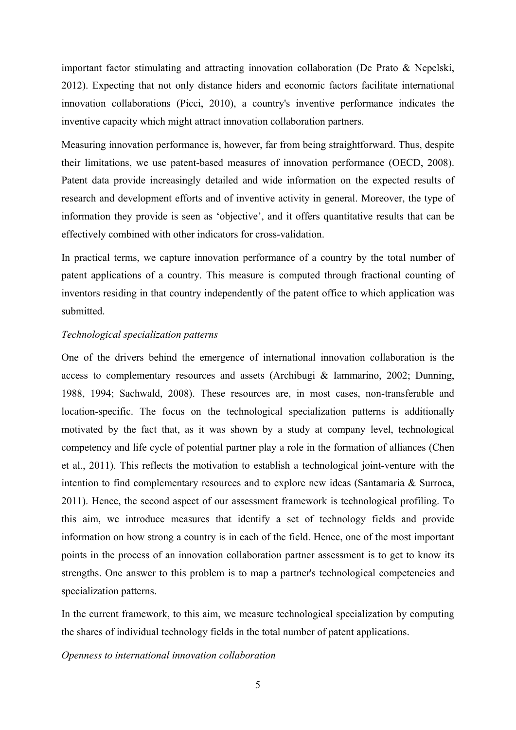important factor stimulating and attracting innovation collaboration (De Prato & Nepelski, 2012). Expecting that not only distance hiders and economic factors facilitate international innovation collaborations (Picci, 2010), a country's inventive performance indicates the inventive capacity which might attract innovation collaboration partners.

Measuring innovation performance is, however, far from being straightforward. Thus, despite their limitations, we use patent-based measures of innovation performance (OECD, 2008). Patent data provide increasingly detailed and wide information on the expected results of research and development efforts and of inventive activity in general. Moreover, the type of information they provide is seen as 'objective', and it offers quantitative results that can be effectively combined with other indicators for cross-validation.

In practical terms, we capture innovation performance of a country by the total number of patent applications of a country. This measure is computed through fractional counting of inventors residing in that country independently of the patent office to which application was submitted.

*Technological specialization patterns*

One of the drivers behind the emergence of international innovation collaboration is the access to complementary resources and assets (Archibugi & Iammarino, 2002; Dunning, 1988, 1994; Sachwald, 2008). These resources are, in most cases, non-transferable and location-specific. The focus on the technological specialization patterns is additionally motivated by the fact that, as it was shown by a study at company level, technological competency and life cycle of potential partner play a role in the formation of alliances (Chen et al., 2011). This reflects the motivation to establish a technological joint-venture with the intention to find complementary resources and to explore new ideas (Santamaria & Surroca, 2011). Hence, the second aspect of our assessment framework is technological profiling. To this aim, we introduce measures that identify a set of technology fields and provide information on how strong a country is in each of the field. Hence, one of the most important points in the process of an innovation collaboration partner assessment is to get to know its strengths. One answer to this problem is to map a partner's technological competencies and specialization patterns.

In the current framework, to this aim, we measure technological specialization by computing the shares of individual technology fields in the total number of patent applications.

*Openness to international innovation collaboration*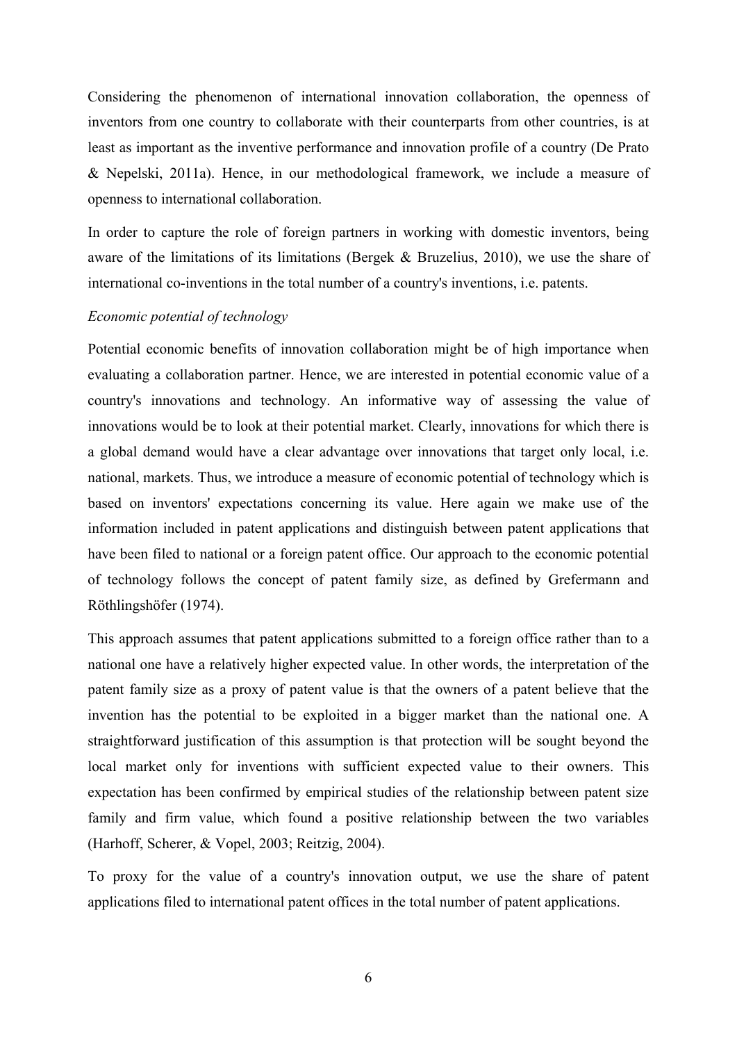Considering the phenomenon of international innovation collaboration, the openness of inventors from one country to collaborate with their counterparts from other countries, is at least as important as the inventive performance and innovation profile of a country (De Prato & Nepelski, 2011a). Hence, in our methodological framework, we include a measure of openness to international collaboration.

In order to capture the role of foreign partners in working with domestic inventors, being aware of the limitations of its limitations (Bergek & Bruzelius, 2010), we use the share of international co-inventions in the total number of a country's inventions, i.e. patents.

*Economic potential of technology*

Potential economic benefits of innovation collaboration might be of high importance when evaluating a collaboration partner. Hence, we are interested in potential economic value of a country's innovations and technology. An informative way of assessing the value of innovations would be to look at their potential market. Clearly, innovations for which there is a global demand would have a clear advantage over innovations that target only local, i.e. national, markets. Thus, we introduce a measure of economic potential of technology which is based on inventors' expectations concerning its value. Here again we make use of the information included in patent applications and distinguish between patent applications that have been filed to national or a foreign patent office. Our approach to the economic potential of technology follows the concept of patent family size, as defined by Grefermann and Röthlingshöfer (1974).

This approach assumes that patent applications submitted to a foreign office rather than to a national one have a relatively higher expected value. In other words, the interpretation of the patent family size as a proxy of patent value is that the owners of a patent believe that the invention has the potential to be exploited in a bigger market than the national one. A straightforward justification of this assumption is that protection will be sought beyond the local market only for inventions with sufficient expected value to their owners. This expectation has been confirmed by empirical studies of the relationship between patent size family and firm value, which found a positive relationship between the two variables (Harhoff, Scherer, & Vopel, 2003; Reitzig, 2004).

To proxy for the value of a country's innovation output, we use the share of patent applications filed to international patent offices in the total number of patent applications.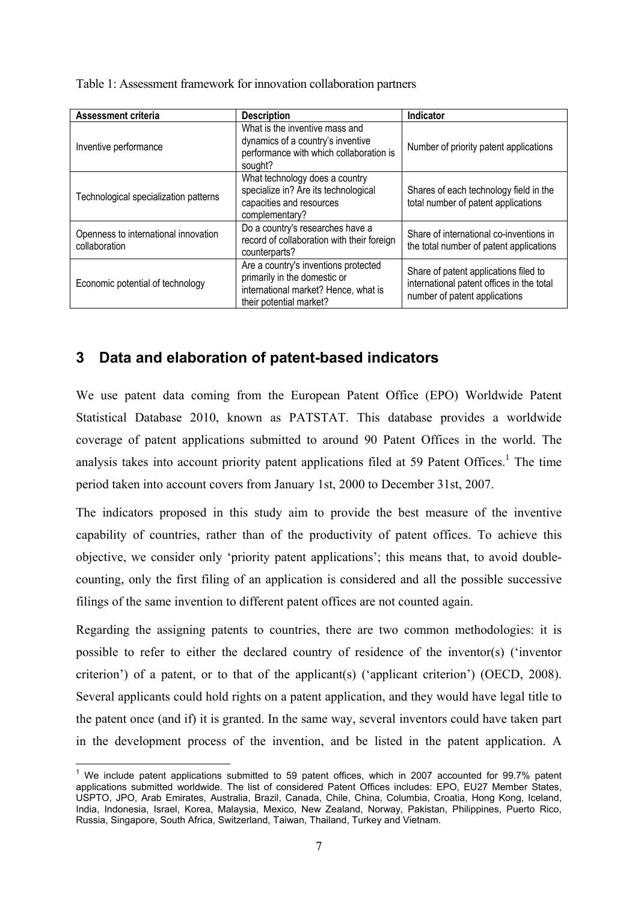Table 1: Assessment framework for innovation collaboration partners

| Assessment criteria | Description | Indicator |
|---|---|---|
| Inventive performance | What is the inventive mass and dynamics of a country's inventive performance with which collaboration is sought? | Number of priority patent applications |
| Technological specialization patterns | What technology does a country specialize in? Are its technological capacities and resources complementary? | Shares of each technology field in the total number of patent applications |
| Openness to international innovation collaboration | Do a country's researches have a record of collaboration with their foreign counterparts? | Share of international co-inventions in the total number of patent applications |
| Economic potential of technology | Are a country's inventions protected primarily in the domestic or international market? Hence, what is their potential market? | Share of patent applications filed to international patent offices in the total number of patent applications |

## 3 Data and elaboration of patent-based indicators

We use patent data coming from the European Patent Office (EPO) Worldwide Patent Statistical Database 2010, known as PATSTAT. This database provides a worldwide coverage of patent applications submitted to around 90 Patent Offices in the world. The analysis takes into account priority patent applications filed at 59 Patent Offices.[1] The time period taken into account covers from January 1st, 2000 to December 31st, 2007.

The indicators proposed in this study aim to provide the best measure of the inventive capability of countries, rather than of the productivity of patent offices. To achieve this objective, we consider only 'priority patent applications'; this means that, to avoid double-counting, only the first filing of an application is considered and all the possible successive filings of the same invention to different patent offices are not counted again.

Regarding the assigning patents to countries, there are two common methodologies: it is possible to refer to either the declared country of residence of the inventor(s) ('inventor criterion') of a patent, or to that of the applicant(s) ('applicant criterion') (OECD, 2008). Several applicants could hold rights on a patent application, and they would have legal title to the patent once (and if) it is granted. In the same way, several inventors could have taken part in the development process of the invention, and be listed in the patent application. A

[1] We include patent applications submitted to 59 patent offices, which in 2007 accounted for 99.7% patent applications submitted worldwide. The list of considered Patent Offices includes: EPO, EU27 Member States, USPTO, JPO, Arab Emirates, Australia, Brazil, Canada, Chile, China, Columbia, Croatia, Hong Kong, Iceland, India, Indonesia, Israel, Korea, Malaysia, Mexico, New Zealand, Norway, Pakistan, Philippines, Puerto Rico, Russia, Singapore, South Africa, Switzerland, Taiwan, Thailand, Turkey and Vietnam.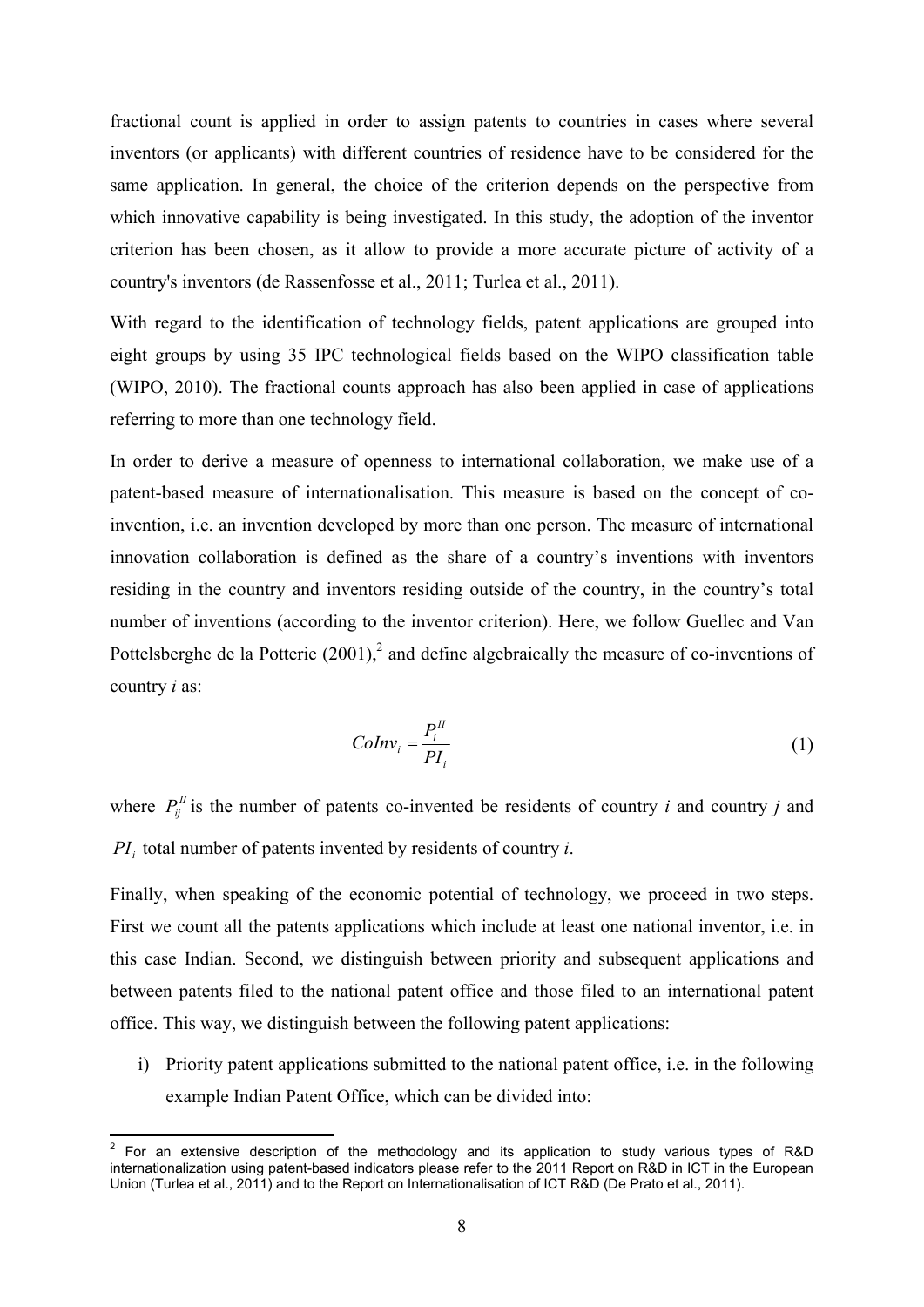fractional count is applied in order to assign patents to countries in cases where several inventors (or applicants) with different countries of residence have to be considered for the same application. In general, the choice of the criterion depends on the perspective from which innovative capability is being investigated. In this study, the adoption of the inventor criterion has been chosen, as it allow to provide a more accurate picture of activity of a country's inventors (de Rassenfosse et al., 2011; Turlea et al., 2011).

With regard to the identification of technology fields, patent applications are grouped into eight groups by using 35 IPC technological fields based on the WIPO classification table (WIPO, 2010). The fractional counts approach has also been applied in case of applications referring to more than one technology field.

In order to derive a measure of openness to international collaboration, we make use of a patent-based measure of internationalisation. This measure is based on the concept of co-invention, i.e. an invention developed by more than one person. The measure of international innovation collaboration is defined as the share of a country's inventions with inventors residing in the country and inventors residing outside of the country, in the country's total number of inventions (according to the inventor criterion). Here, we follow Guellec and Van Pottelsberghe de la Potterie (2001),[2] and define algebraically the measure of co-inventions of country *i* as:

$$CoInv_i = \frac{P_i^{II}}{PI_i} \tag{1}$$

where $P_{ij}^{II}$ is the number of patents co-invented be residents of country *i* and country *j* and $PI_i$ total number of patents invented by residents of country *i*.

Finally, when speaking of the economic potential of technology, we proceed in two steps. First we count all the patents applications which include at least one national inventor, i.e. in this case Indian. Second, we distinguish between priority and subsequent applications and between patents filed to the national patent office and those filed to an international patent office. This way, we distinguish between the following patent applications:

i) Priority patent applications submitted to the national patent office, i.e. in the following example Indian Patent Office, which can be divided into:

[2] For an extensive description of the methodology and its application to study various types of R&D internationalization using patent-based indicators please refer to the 2011 Report on R&D in ICT in the European Union (Turlea et al., 2011) and to the Report on Internationalisation of ICT R&D (De Prato et al., 2011).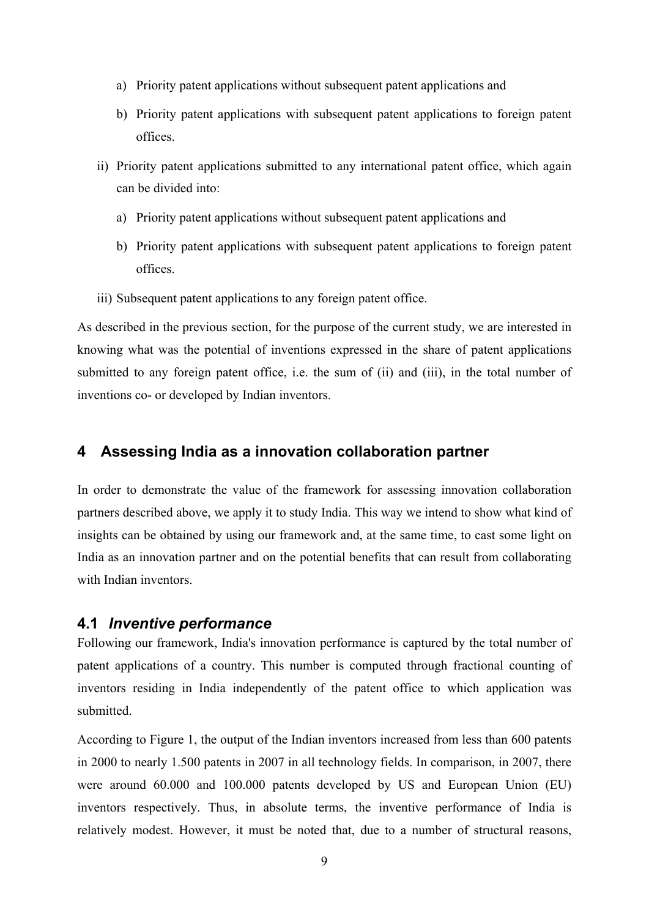a) Priority patent applications without subsequent patent applications and

b) Priority patent applications with subsequent patent applications to foreign patent offices.

ii) Priority patent applications submitted to any international patent office, which again can be divided into:

a) Priority patent applications without subsequent patent applications and

b) Priority patent applications with subsequent patent applications to foreign patent offices.

iii) Subsequent patent applications to any foreign patent office.

As described in the previous section, for the purpose of the current study, we are interested in knowing what was the potential of inventions expressed in the share of patent applications submitted to any foreign patent office, i.e. the sum of (ii) and (iii), in the total number of inventions co- or developed by Indian inventors.

## 4 Assessing India as a innovation collaboration partner

In order to demonstrate the value of the framework for assessing innovation collaboration partners described above, we apply it to study India. This way we intend to show what kind of insights can be obtained by using our framework and, at the same time, to cast some light on India as an innovation partner and on the potential benefits that can result from collaborating with Indian inventors.

### 4.1 *Inventive performance*

Following our framework, India's innovation performance is captured by the total number of patent applications of a country. This number is computed through fractional counting of inventors residing in India independently of the patent office to which application was submitted.

According to Figure 1, the output of the Indian inventors increased from less than 600 patents in 2000 to nearly 1.500 patents in 2007 in all technology fields. In comparison, in 2007, there were around 60.000 and 100.000 patents developed by US and European Union (EU) inventors respectively. Thus, in absolute terms, the inventive performance of India is relatively modest. However, it must be noted that, due to a number of structural reasons,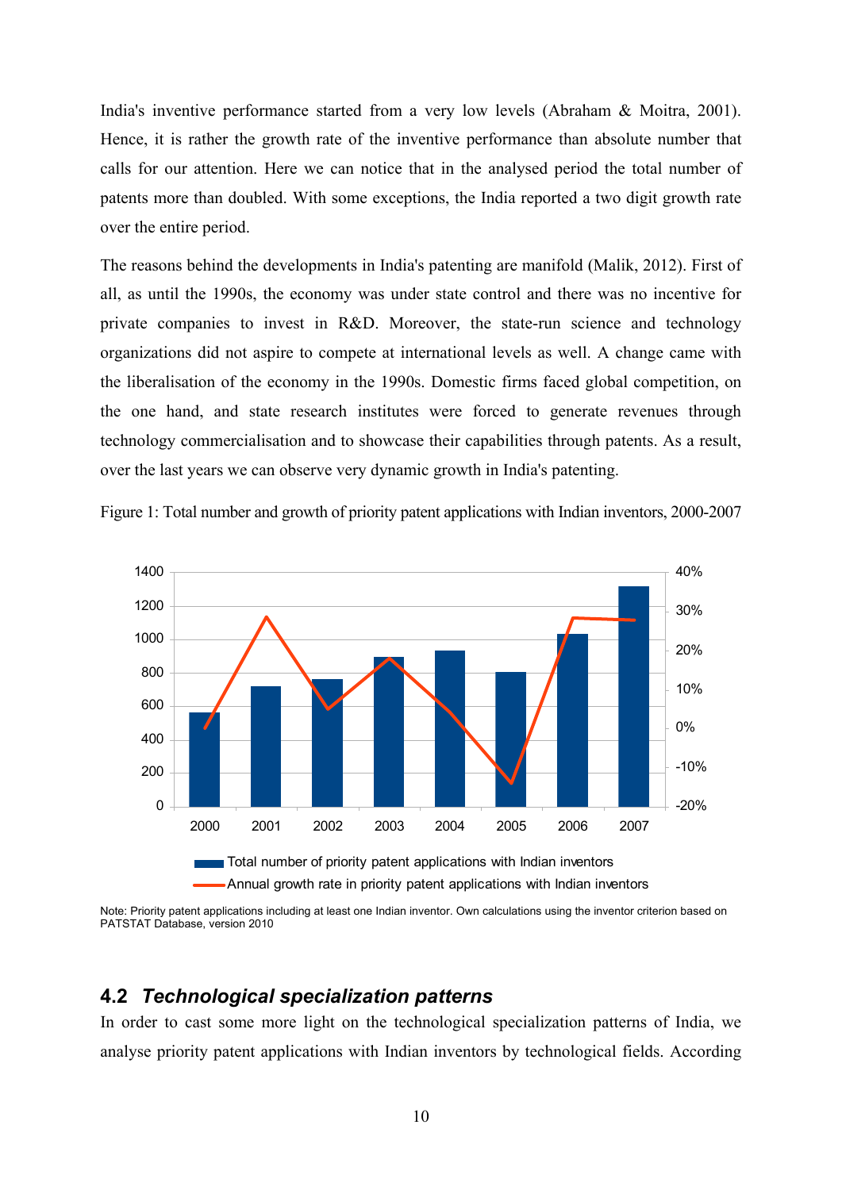India's inventive performance started from a very low levels (Abraham & Moitra, 2001). Hence, it is rather the growth rate of the inventive performance than absolute number that calls for our attention. Here we can notice that in the analysed period the total number of patents more than doubled. With some exceptions, the India reported a two digit growth rate over the entire period.

The reasons behind the developments in India's patenting are manifold (Malik, 2012). First of all, as until the 1990s, the economy was under state control and there was no incentive for private companies to invest in R&D. Moreover, the state-run science and technology organizations did not aspire to compete at international levels as well. A change came with the liberalisation of the economy in the 1990s. Domestic firms faced global competition, on the one hand, and state research institutes were forced to generate revenues through technology commercialisation and to showcase their capabilities through patents. As a result, over the last years we can observe very dynamic growth in India's patenting.

Figure 1: Total number and growth of priority patent applications with Indian inventors, 2000-2007

Note: Priority patent applications including at least one Indian inventor. Own calculations using the inventor criterion based on PATSTAT Database, version 2010

## 4.2 *Technological specialization patterns*

In order to cast some more light on the technological specialization patterns of India, we analyse priority patent applications with Indian inventors by technological fields. According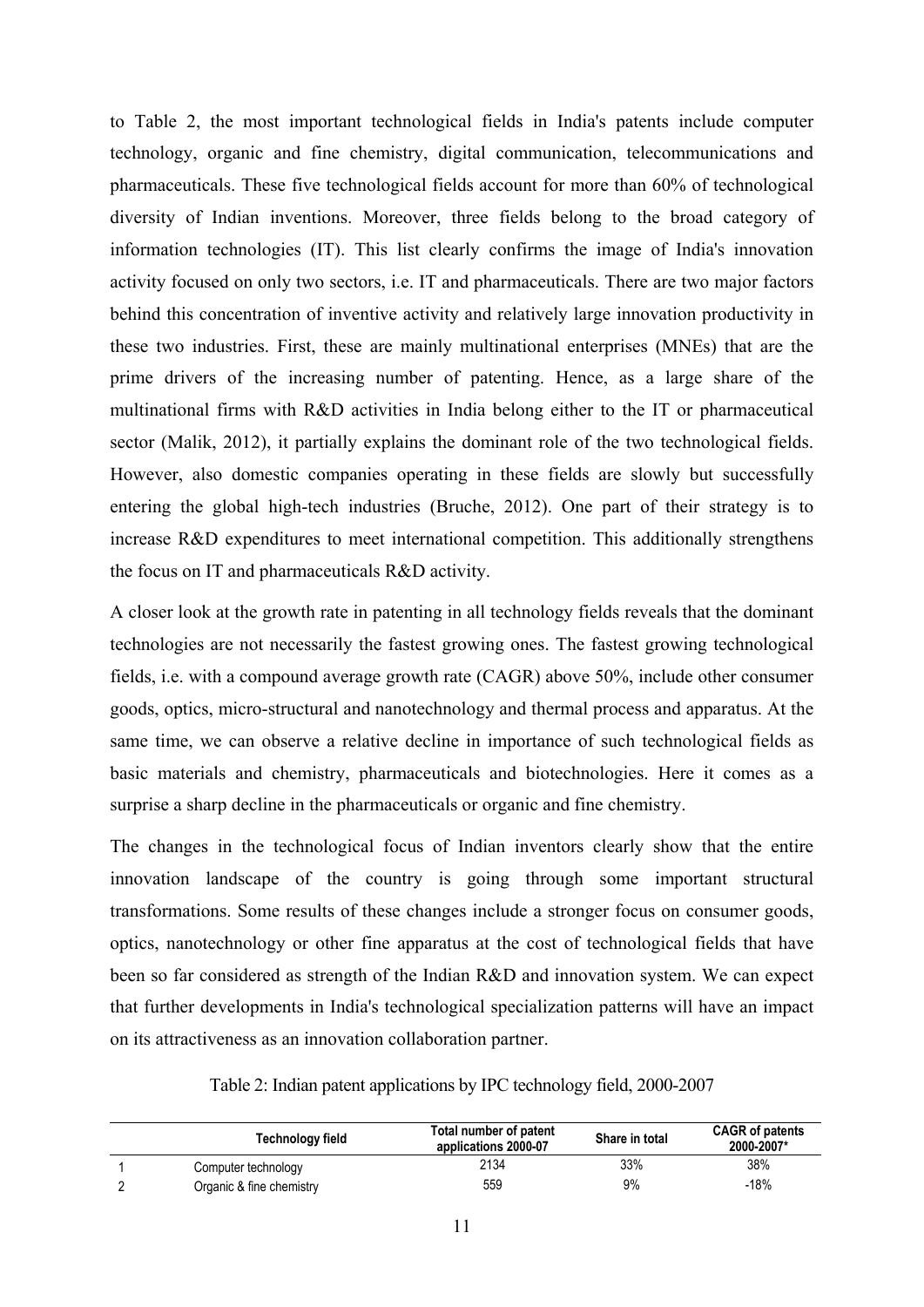to Table 2, the most important technological fields in India's patents include computer technology, organic and fine chemistry, digital communication, telecommunications and pharmaceuticals. These five technological fields account for more than 60% of technological diversity of Indian inventions. Moreover, three fields belong to the broad category of information technologies (IT). This list clearly confirms the image of India's innovation activity focused on only two sectors, i.e. IT and pharmaceuticals. There are two major factors behind this concentration of inventive activity and relatively large innovation productivity in these two industries. First, these are mainly multinational enterprises (MNEs) that are the prime drivers of the increasing number of patenting. Hence, as a large share of the multinational firms with R&D activities in India belong either to the IT or pharmaceutical sector (Malik, 2012), it partially explains the dominant role of the two technological fields. However, also domestic companies operating in these fields are slowly but successfully entering the global high-tech industries (Bruche, 2012). One part of their strategy is to increase R&D expenditures to meet international competition. This additionally strengthens the focus on IT and pharmaceuticals R&D activity.

A closer look at the growth rate in patenting in all technology fields reveals that the dominant technologies are not necessarily the fastest growing ones. The fastest growing technological fields, i.e. with a compound average growth rate (CAGR) above 50%, include other consumer goods, optics, micro-structural and nanotechnology and thermal process and apparatus. At the same time, we can observe a relative decline in importance of such technological fields as basic materials and chemistry, pharmaceuticals and biotechnologies. Here it comes as a surprise a sharp decline in the pharmaceuticals or organic and fine chemistry.

The changes in the technological focus of Indian inventors clearly show that the entire innovation landscape of the country is going through some important structural transformations. Some results of these changes include a stronger focus on consumer goods, optics, nanotechnology or other fine apparatus at the cost of technological fields that have been so far considered as strength of the Indian R&D and innovation system. We can expect that further developments in India's technological specialization patterns will have an impact on its attractiveness as an innovation collaboration partner.

Table 2: Indian patent applications by IPC technology field, 2000-2007

| | Technology field | Total number of patent applications 2000-07 | Share in total | CAGR of patents 2000-2007* |
|---|---|---|---|---|
| 1 | Computer technology | 2134 | 33% | 38% |
| 2 | Organic & fine chemistry | 559 | 9% | -18% |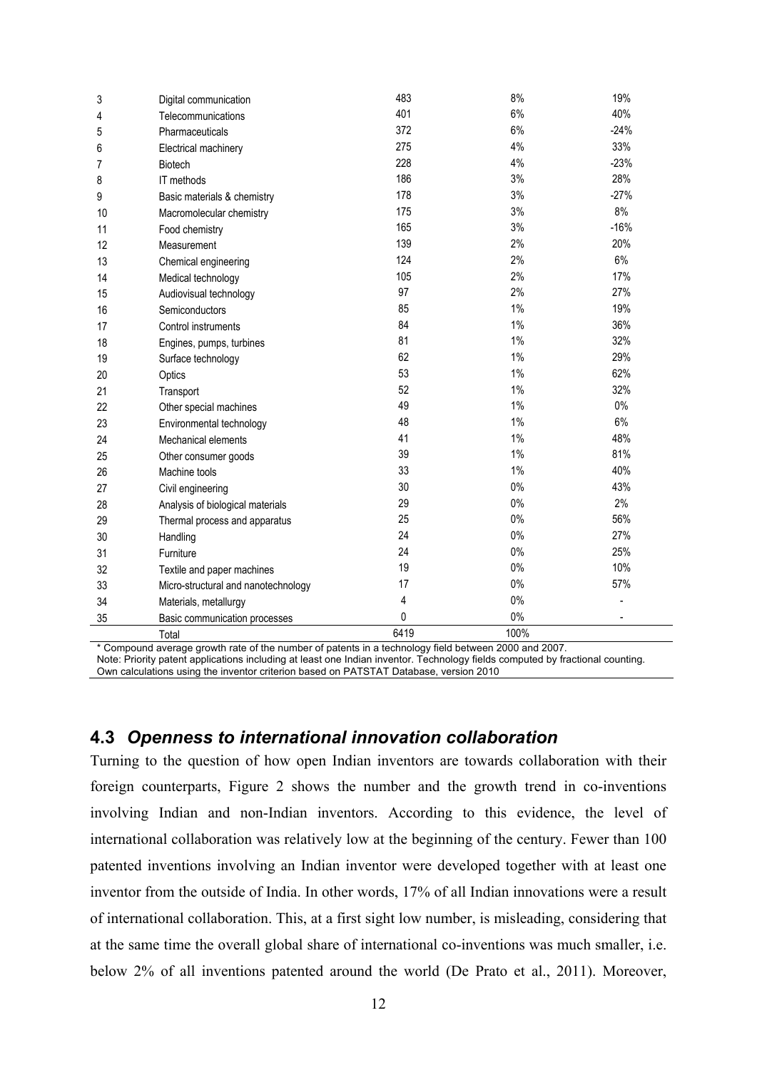| | | | | |
|---|---|---|---|---|
| 3 | Digital communication | 483 | 8% | 19% |
| 4 | Telecommunications | 401 | 6% | 40% |
| 5 | Pharmaceuticals | 372 | 6% | -24% |
| 6 | Electrical machinery | 275 | 4% | 33% |
| 7 | Biotech | 228 | 4% | -23% |
| 8 | IT methods | 186 | 3% | 28% |
| 9 | Basic materials & chemistry | 178 | 3% | -27% |
| 10 | Macromolecular chemistry | 175 | 3% | 8% |
| 11 | Food chemistry | 165 | 3% | -16% |
| 12 | Measurement | 139 | 2% | 20% |
| 13 | Chemical engineering | 124 | 2% | 6% |
| 14 | Medical technology | 105 | 2% | 17% |
| 15 | Audiovisual technology | 97 | 2% | 27% |
| 16 | Semiconductors | 85 | 1% | 19% |
| 17 | Control instruments | 84 | 1% | 36% |
| 18 | Engines, pumps, turbines | 81 | 1% | 32% |
| 19 | Surface technology | 62 | 1% | 29% |
| 20 | Optics | 53 | 1% | 62% |
| 21 | Transport | 52 | 1% | 32% |
| 22 | Other special machines | 49 | 1% | 0% |
| 23 | Environmental technology | 48 | 1% | 6% |
| 24 | Mechanical elements | 41 | 1% | 48% |
| 25 | Other consumer goods | 39 | 1% | 81% |
| 26 | Machine tools | 33 | 1% | 40% |
| 27 | Civil engineering | 30 | 0% | 43% |
| 28 | Analysis of biological materials | 29 | 0% | 2% |
| 29 | Thermal process and apparatus | 25 | 0% | 56% |
| 30 | Handling | 24 | 0% | 27% |
| 31 | Furniture | 24 | 0% | 25% |
| 32 | Textile and paper machines | 19 | 0% | 10% |
| 33 | Micro-structural and nanotechnology | 17 | 0% | 57% |
| 34 | Materials, metallurgy | 4 | 0% | - |
| 35 | Basic communication processes | 0 | 0% | - |
| | Total | 6419 | 100% | |

* Compound average growth rate of the number of patents in a technology field between 2000 and 2007.
Note: Priority patent applications including at least one Indian inventor. Technology fields computed by fractional counting.
Own calculations using the inventor criterion based on PATSTAT Database, version 2010

## 4.3 *Openness to international innovation collaboration*

Turning to the question of how open Indian inventors are towards collaboration with their foreign counterparts, Figure 2 shows the number and the growth trend in co-inventions involving Indian and non-Indian inventors. According to this evidence, the level of international collaboration was relatively low at the beginning of the century. Fewer than 100 patented inventions involving an Indian inventor were developed together with at least one inventor from the outside of India. In other words, 17% of all Indian innovations were a result of international collaboration. This, at a first sight low number, is misleading, considering that at the same time the overall global share of international co-inventions was much smaller, i.e. below 2% of all inventions patented around the world (De Prato et al., 2011). Moreover,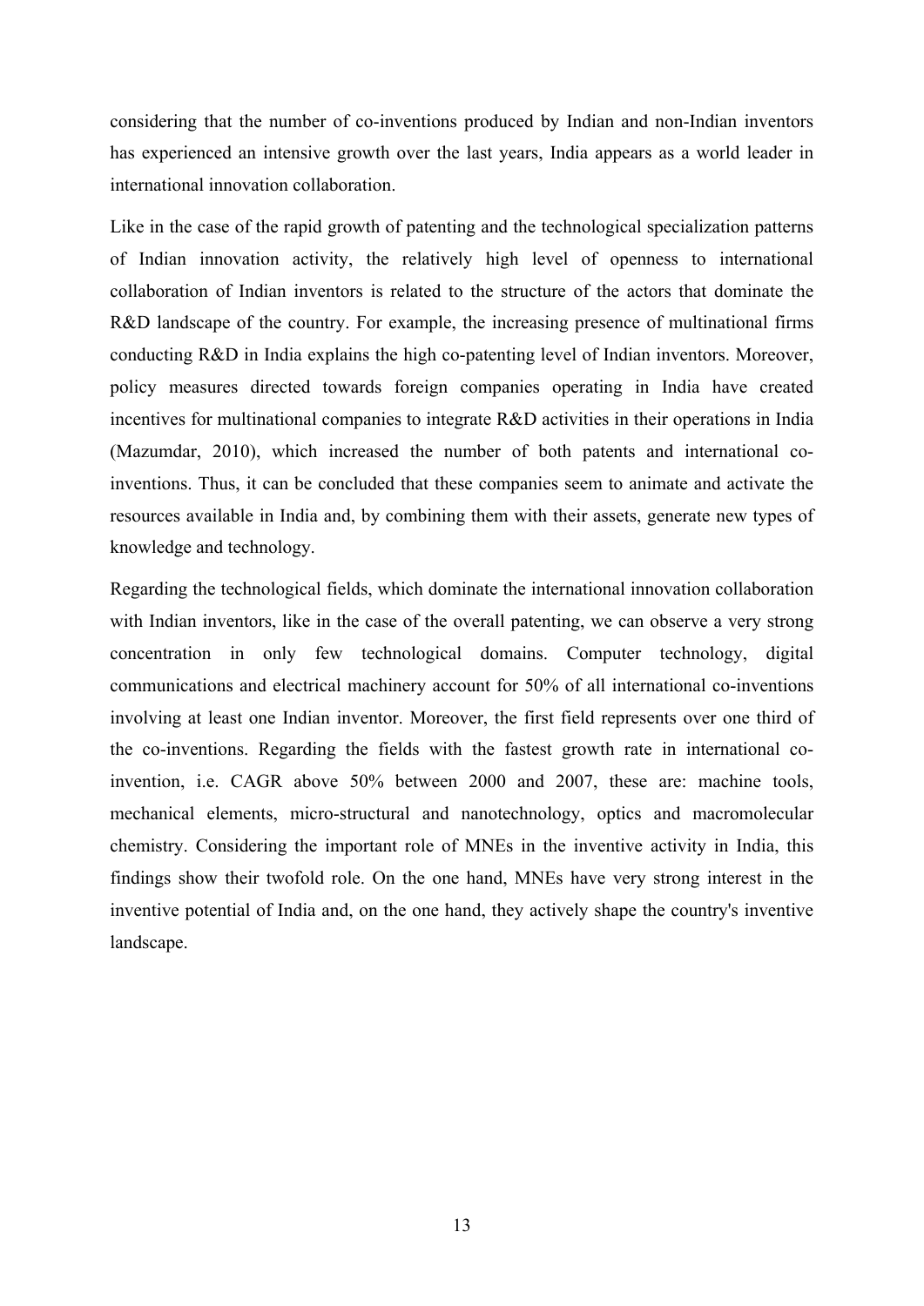considering that the number of co-inventions produced by Indian and non-Indian inventors has experienced an intensive growth over the last years, India appears as a world leader in international innovation collaboration.

Like in the case of the rapid growth of patenting and the technological specialization patterns of Indian innovation activity, the relatively high level of openness to international collaboration of Indian inventors is related to the structure of the actors that dominate the R&D landscape of the country. For example, the increasing presence of multinational firms conducting R&D in India explains the high co-patenting level of Indian inventors. Moreover, policy measures directed towards foreign companies operating in India have created incentives for multinational companies to integrate R&D activities in their operations in India (Mazumdar, 2010), which increased the number of both patents and international co-inventions. Thus, it can be concluded that these companies seem to animate and activate the resources available in India and, by combining them with their assets, generate new types of knowledge and technology.

Regarding the technological fields, which dominate the international innovation collaboration with Indian inventors, like in the case of the overall patenting, we can observe a very strong concentration in only few technological domains. Computer technology, digital communications and electrical machinery account for 50% of all international co-inventions involving at least one Indian inventor. Moreover, the first field represents over one third of the co-inventions. Regarding the fields with the fastest growth rate in international co-invention, i.e. CAGR above 50% between 2000 and 2007, these are: machine tools, mechanical elements, micro-structural and nanotechnology, optics and macromolecular chemistry. Considering the important role of MNEs in the inventive activity in India, this findings show their twofold role. On the one hand, MNEs have very strong interest in the inventive potential of India and, on the one hand, they actively shape the country's inventive landscape.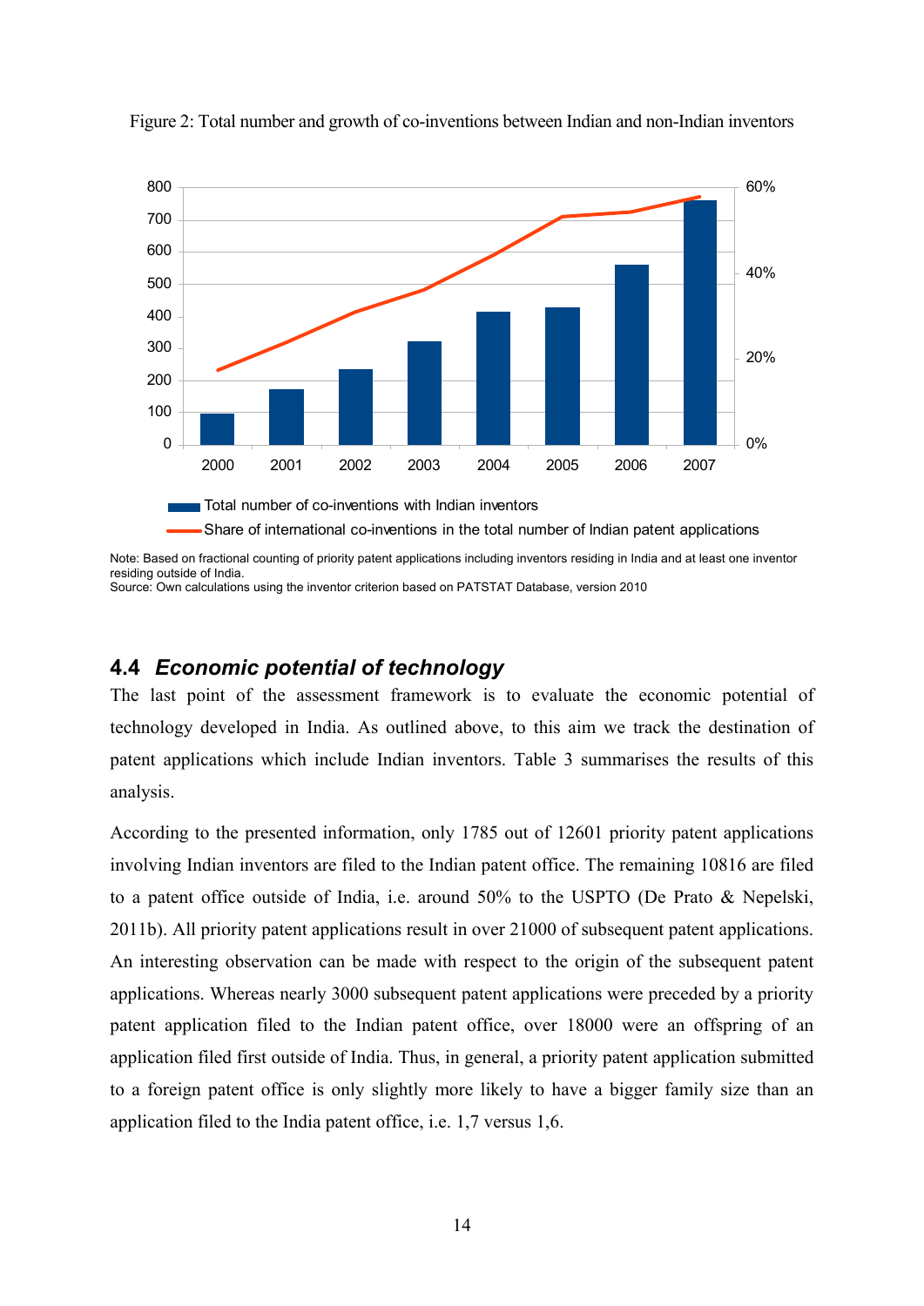Figure 2: Total number and growth of co-inventions between Indian and non-Indian inventors

Note: Based on fractional counting of priority patent applications including inventors residing in India and at least one inventor residing outside of India.
Source: Own calculations using the inventor criterion based on PATSTAT Database, version 2010

## 4.4 *Economic potential of technology*

The last point of the assessment framework is to evaluate the economic potential of technology developed in India. As outlined above, to this aim we track the destination of patent applications which include Indian inventors. Table 3 summarises the results of this analysis.

According to the presented information, only 1785 out of 12601 priority patent applications involving Indian inventors are filed to the Indian patent office. The remaining 10816 are filed to a patent office outside of India, i.e. around 50% to the USPTO (De Prato & Nepelski, 2011b). All priority patent applications result in over 21000 of subsequent patent applications. An interesting observation can be made with respect to the origin of the subsequent patent applications. Whereas nearly 3000 subsequent patent applications were preceded by a priority patent application filed to the Indian patent office, over 18000 were an offspring of an application filed first outside of India. Thus, in general, a priority patent application submitted to a foreign patent office is only slightly more likely to have a bigger family size than an application filed to the India patent office, i.e. 1,7 versus 1,6.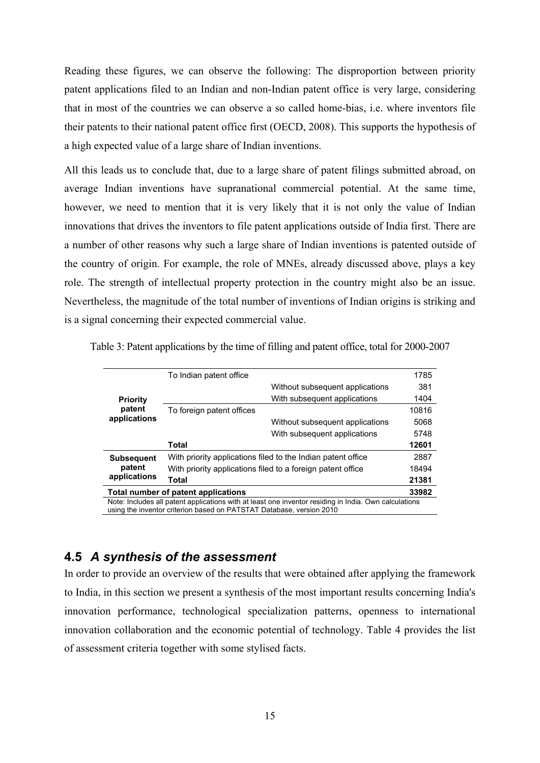Reading these figures, we can observe the following: The disproportion between priority patent applications filed to an Indian and non-Indian patent office is very large, considering that in most of the countries we can observe a so called home-bias, i.e. where inventors file their patents to their national patent office first (OECD, 2008). This supports the hypothesis of a high expected value of a large share of Indian inventions.

All this leads us to conclude that, due to a large share of patent filings submitted abroad, on average Indian inventions have supranational commercial potential. At the same time, however, we need to mention that it is very likely that it is not only the value of Indian innovations that drives the inventors to file patent applications outside of India first. There are a number of other reasons why such a large share of Indian inventions is patented outside of the country of origin. For example, the role of MNEs, already discussed above, plays a key role. The strength of intellectual property protection in the country might also be an issue. Nevertheless, the magnitude of the total number of inventions of Indian origins is striking and is a signal concerning their expected commercial value.

Table 3: Patent applications by the time of filling and patent office, total for 2000-2007

| | | | |
|---|---|---|---|
| **Priority patent applications** | To Indian patent office | | 1785 |
| | | Without subsequent applications | 381 |
| | | With subsequent applications | 1404 |
| | To foreign patent offices | | 10816 |
| | | Without subsequent applications | 5068 |
| | | With subsequent applications | 5748 |
| | **Total** | | **12601** |
| **Subsequent patent applications** | With priority applications filed to the Indian patent office | | 2887 |
| | With priority applications filed to a foreign patent office | | 18494 |
| | **Total** | | **21381** |
| **Total number of patent applications** | | | **33982** |

Note: Includes all patent applications with at least one inventor residing in India. Own calculations using the inventor criterion based on PATSTAT Database, version 2010

## 4.5 *A synthesis of the assessment*

In order to provide an overview of the results that were obtained after applying the framework to India, in this section we present a synthesis of the most important results concerning India's innovation performance, technological specialization patterns, openness to international innovation collaboration and the economic potential of technology. Table 4 provides the list of assessment criteria together with some stylised facts.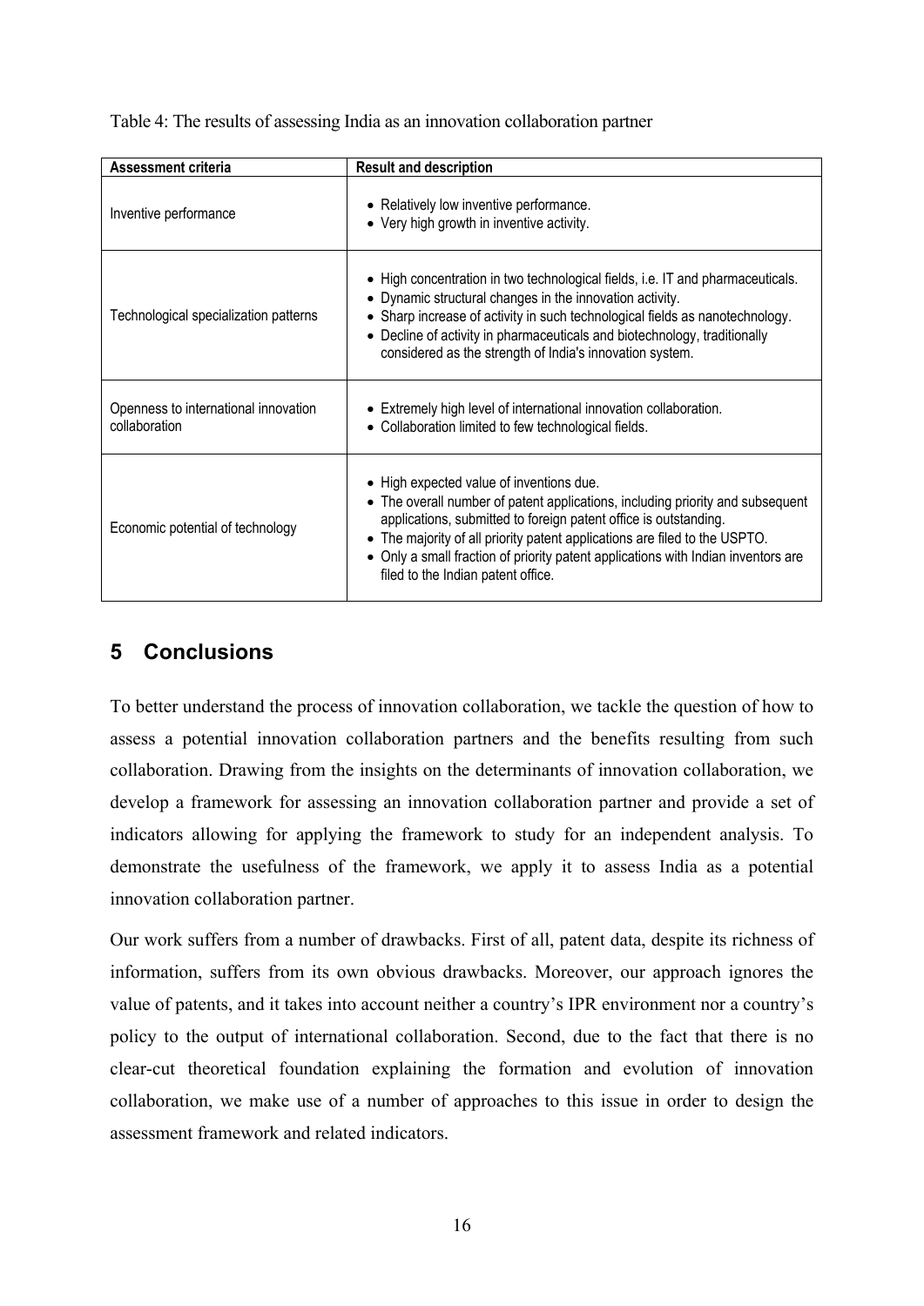Table 4: The results of assessing India as an innovation collaboration partner

| Assessment criteria | Result and description |
|---|---|
| Inventive performance | • Relatively low inventive performance.<br>• Very high growth in inventive activity. |
| Technological specialization patterns | • High concentration in two technological fields, i.e. IT and pharmaceuticals.<br>• Dynamic structural changes in the innovation activity.<br>• Sharp increase of activity in such technological fields as nanotechnology.<br>• Decline of activity in pharmaceuticals and biotechnology, traditionally considered as the strength of India's innovation system. |
| Openness to international innovation collaboration | • Extremely high level of international innovation collaboration.<br>• Collaboration limited to few technological fields. |
| Economic potential of technology | • High expected value of inventions due.<br>• The overall number of patent applications, including priority and subsequent applications, submitted to foreign patent office is outstanding.<br>• The majority of all priority patent applications are filed to the USPTO.<br>• Only a small fraction of priority patent applications with Indian inventors are filed to the Indian patent office. |

## 5 Conclusions

To better understand the process of innovation collaboration, we tackle the question of how to assess a potential innovation collaboration partners and the benefits resulting from such collaboration. Drawing from the insights on the determinants of innovation collaboration, we develop a framework for assessing an innovation collaboration partner and provide a set of indicators allowing for applying the framework to study for an independent analysis. To demonstrate the usefulness of the framework, we apply it to assess India as a potential innovation collaboration partner.

Our work suffers from a number of drawbacks. First of all, patent data, despite its richness of information, suffers from its own obvious drawbacks. Moreover, our approach ignores the value of patents, and it takes into account neither a country's IPR environment nor a country's policy to the output of international collaboration. Second, due to the fact that there is no clear-cut theoretical foundation explaining the formation and evolution of innovation collaboration, we make use of a number of approaches to this issue in order to design the assessment framework and related indicators.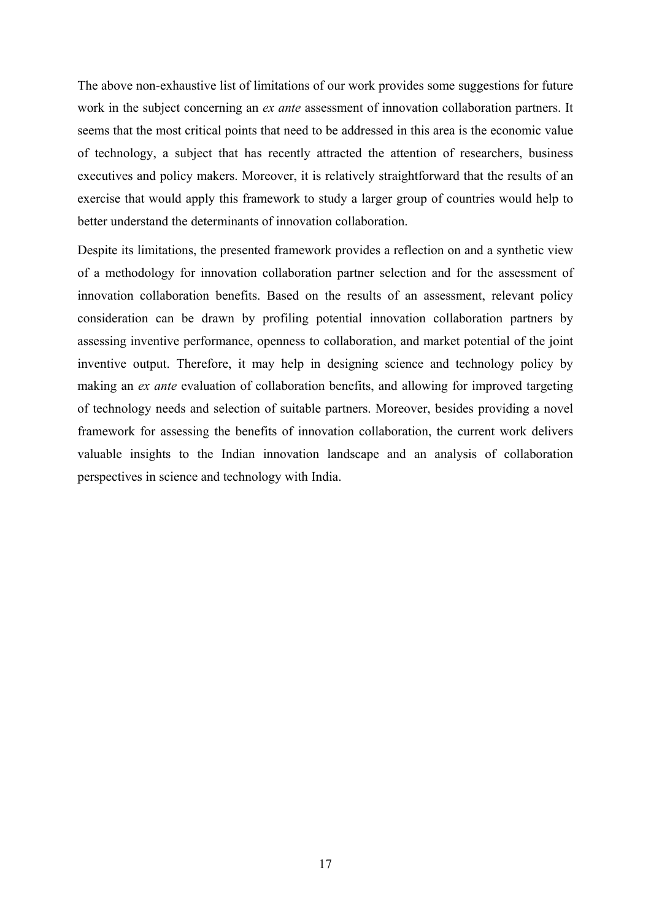The above non-exhaustive list of limitations of our work provides some suggestions for future work in the subject concerning an *ex ante* assessment of innovation collaboration partners. It seems that the most critical points that need to be addressed in this area is the economic value of technology, a subject that has recently attracted the attention of researchers, business executives and policy makers. Moreover, it is relatively straightforward that the results of an exercise that would apply this framework to study a larger group of countries would help to better understand the determinants of innovation collaboration.

Despite its limitations, the presented framework provides a reflection on and a synthetic view of a methodology for innovation collaboration partner selection and for the assessment of innovation collaboration benefits. Based on the results of an assessment, relevant policy consideration can be drawn by profiling potential innovation collaboration partners by assessing inventive performance, openness to collaboration, and market potential of the joint inventive output. Therefore, it may help in designing science and technology policy by making an *ex ante* evaluation of collaboration benefits, and allowing for improved targeting of technology needs and selection of suitable partners. Moreover, besides providing a novel framework for assessing the benefits of innovation collaboration, the current work delivers valuable insights to the Indian innovation landscape and an analysis of collaboration perspectives in science and technology with India.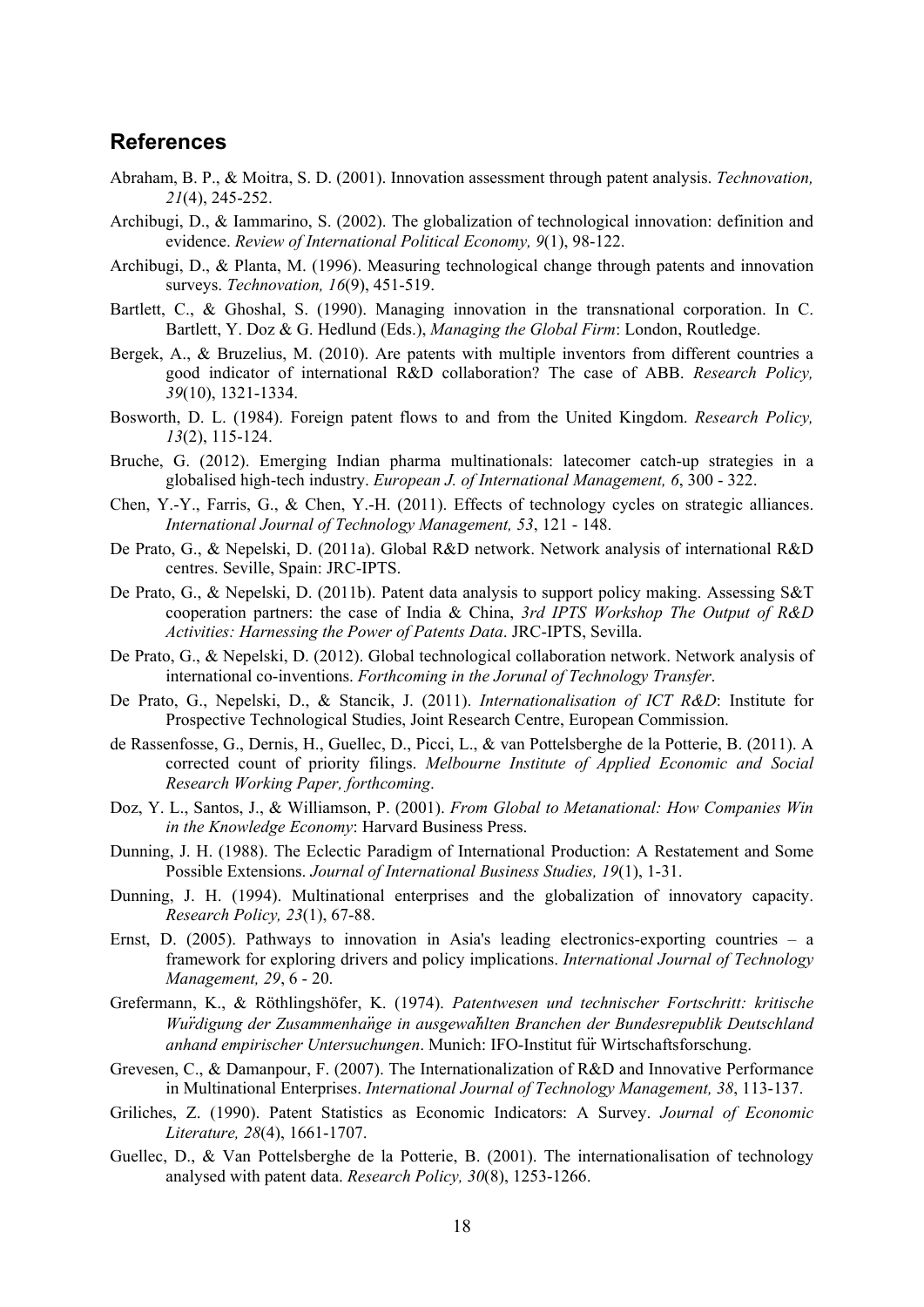## References

Abraham, B. P., & Moitra, S. D. (2001). Innovation assessment through patent analysis. *Technovation, 21*(4), 245-252.

Archibugi, D., & Iammarino, S. (2002). The globalization of technological innovation: definition and evidence. *Review of International Political Economy, 9*(1), 98-122.

Archibugi, D., & Planta, M. (1996). Measuring technological change through patents and innovation surveys. *Technovation, 16*(9), 451-519.

Bartlett, C., & Ghoshal, S. (1990). Managing innovation in the transnational corporation. In C. Bartlett, Y. Doz & G. Hedlund (Eds.), *Managing the Global Firm*: London, Routledge.

Bergek, A., & Bruzelius, M. (2010). Are patents with multiple inventors from different countries a good indicator of international R&D collaboration? The case of ABB. *Research Policy, 39*(10), 1321-1334.

Bosworth, D. L. (1984). Foreign patent flows to and from the United Kingdom. *Research Policy, 13*(2), 115-124.

Bruche, G. (2012). Emerging Indian pharma multinationals: latecomer catch-up strategies in a globalised high-tech industry. *European J. of International Management, 6*, 300 - 322.

Chen, Y.-Y., Farris, G., & Chen, Y.-H. (2011). Effects of technology cycles on strategic alliances. *International Journal of Technology Management, 53*, 121 - 148.

De Prato, G., & Nepelski, D. (2011a). Global R&D network. Network analysis of international R&D centres. Seville, Spain: JRC-IPTS.

De Prato, G., & Nepelski, D. (2011b). Patent data analysis to support policy making. Assessing S&T cooperation partners: the case of India & China, *3rd IPTS Workshop The Output of R&D Activities: Harnessing the Power of Patents Data*. JRC-IPTS, Sevilla.

De Prato, G., & Nepelski, D. (2012). Global technological collaboration network. Network analysis of international co-inventions. *Forthcoming in the Jorunal of Technology Transfer*.

De Prato, G., Nepelski, D., & Stancik, J. (2011). *Internationalisation of ICT R&D*: Institute for Prospective Technological Studies, Joint Research Centre, European Commission.

de Rassenfosse, G., Dernis, H., Guellec, D., Picci, L., & van Pottelsberghe de la Potterie, B. (2011). A corrected count of priority filings. *Melbourne Institute of Applied Economic and Social Research Working Paper, forthcoming*.

Doz, Y. L., Santos, J., & Williamson, P. (2001). *From Global to Metanational: How Companies Win in the Knowledge Economy*: Harvard Business Press.

Dunning, J. H. (1988). The Eclectic Paradigm of International Production: A Restatement and Some Possible Extensions. *Journal of International Business Studies, 19*(1), 1-31.

Dunning, J. H. (1994). Multinational enterprises and the globalization of innovatory capacity. *Research Policy, 23*(1), 67-88.

Ernst, D. (2005). Pathways to innovation in Asia's leading electronics-exporting countries – a framework for exploring drivers and policy implications. *International Journal of Technology Management, 29*, 6 - 20.

Grefermann, K., & Röthlingshöfer, K. (1974). *Patentwesen und technischer Fortschritt: kritische Würdigung der Zusammenhänge in ausgewählten Branchen der Bundesrepublik Deutschland anhand empirischer Untersuchungen*. Munich: IFO-Institut für Wirtschaftsforschung.

Grevesen, C., & Damanpour, F. (2007). The Internationalization of R&D and Innovative Performance in Multinational Enterprises. *International Journal of Technology Management, 38*, 113-137.

Griliches, Z. (1990). Patent Statistics as Economic Indicators: A Survey. *Journal of Economic Literature, 28*(4), 1661-1707.

Guellec, D., & Van Pottelsberghe de la Potterie, B. (2001). The internationalisation of technology analysed with patent data. *Research Policy, 30*(8), 1253-1266.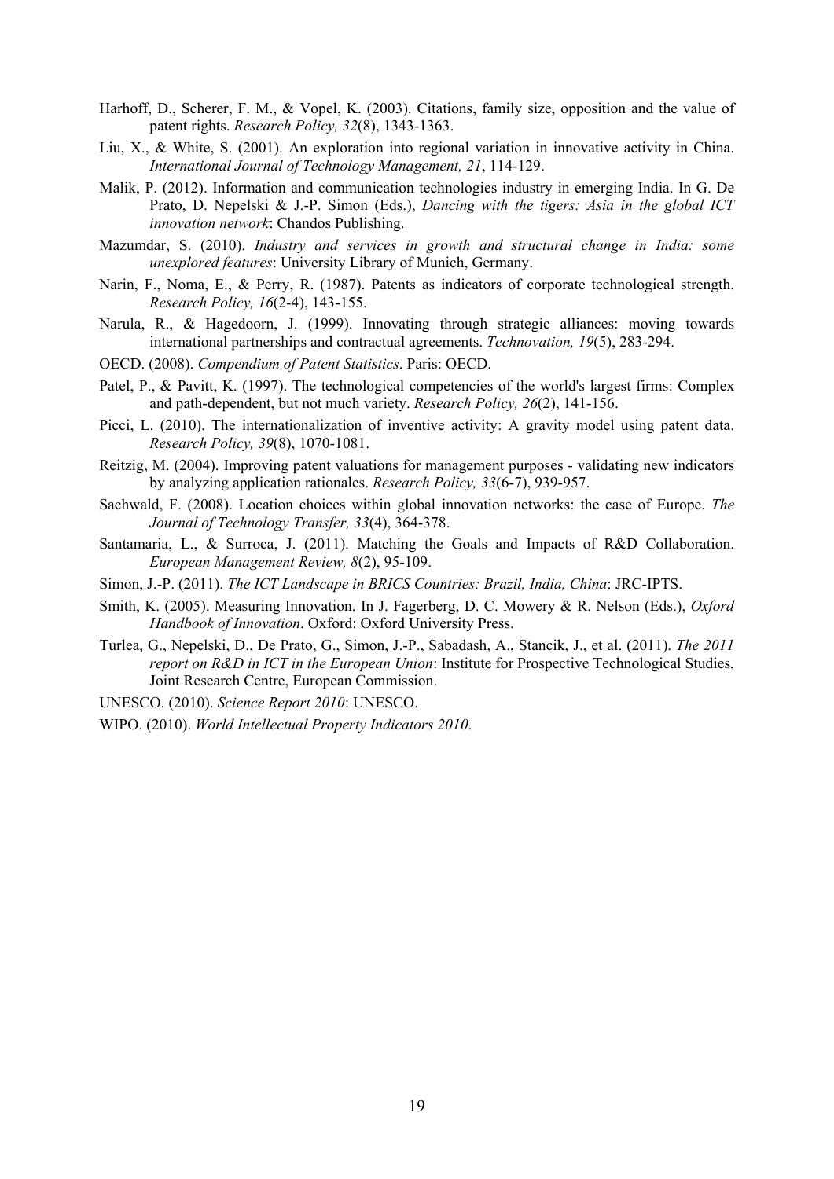Harhoff, D., Scherer, F. M., & Vopel, K. (2003). Citations, family size, opposition and the value of patent rights. *Research Policy, 32*(8), 1343-1363.

Liu, X., & White, S. (2001). An exploration into regional variation in innovative activity in China. *International Journal of Technology Management, 21*, 114-129.

Malik, P. (2012). Information and communication technologies industry in emerging India. In G. De Prato, D. Nepelski & J.-P. Simon (Eds.), *Dancing with the tigers: Asia in the global ICT innovation network*: Chandos Publishing.

Mazumdar, S. (2010). *Industry and services in growth and structural change in India: some unexplored features*: University Library of Munich, Germany.

Narin, F., Noma, E., & Perry, R. (1987). Patents as indicators of corporate technological strength. *Research Policy, 16*(2-4), 143-155.

Narula, R., & Hagedoorn, J. (1999). Innovating through strategic alliances: moving towards international partnerships and contractual agreements. *Technovation, 19*(5), 283-294.

OECD. (2008). *Compendium of Patent Statistics*. Paris: OECD.

Patel, P., & Pavitt, K. (1997). The technological competencies of the world's largest firms: Complex and path-dependent, but not much variety. *Research Policy, 26*(2), 141-156.

Picci, L. (2010). The internationalization of inventive activity: A gravity model using patent data. *Research Policy, 39*(8), 1070-1081.

Reitzig, M. (2004). Improving patent valuations for management purposes - validating new indicators by analyzing application rationales. *Research Policy, 33*(6-7), 939-957.

Sachwald, F. (2008). Location choices within global innovation networks: the case of Europe. *The Journal of Technology Transfer, 33*(4), 364-378.

Santamaria, L., & Surroca, J. (2011). Matching the Goals and Impacts of R&D Collaboration. *European Management Review, 8*(2), 95-109.

Simon, J.-P. (2011). *The ICT Landscape in BRICS Countries: Brazil, India, China*: JRC-IPTS.

Smith, K. (2005). Measuring Innovation. In J. Fagerberg, D. C. Mowery & R. Nelson (Eds.), *Oxford Handbook of Innovation*. Oxford: Oxford University Press.

Turlea, G., Nepelski, D., De Prato, G., Simon, J.-P., Sabadash, A., Stancik, J., et al. (2011). *The 2011 report on R&D in ICT in the European Union*: Institute for Prospective Technological Studies, Joint Research Centre, European Commission.

UNESCO. (2010). *Science Report 2010*: UNESCO.

WIPO. (2010). *World Intellectual Property Indicators 2010*.